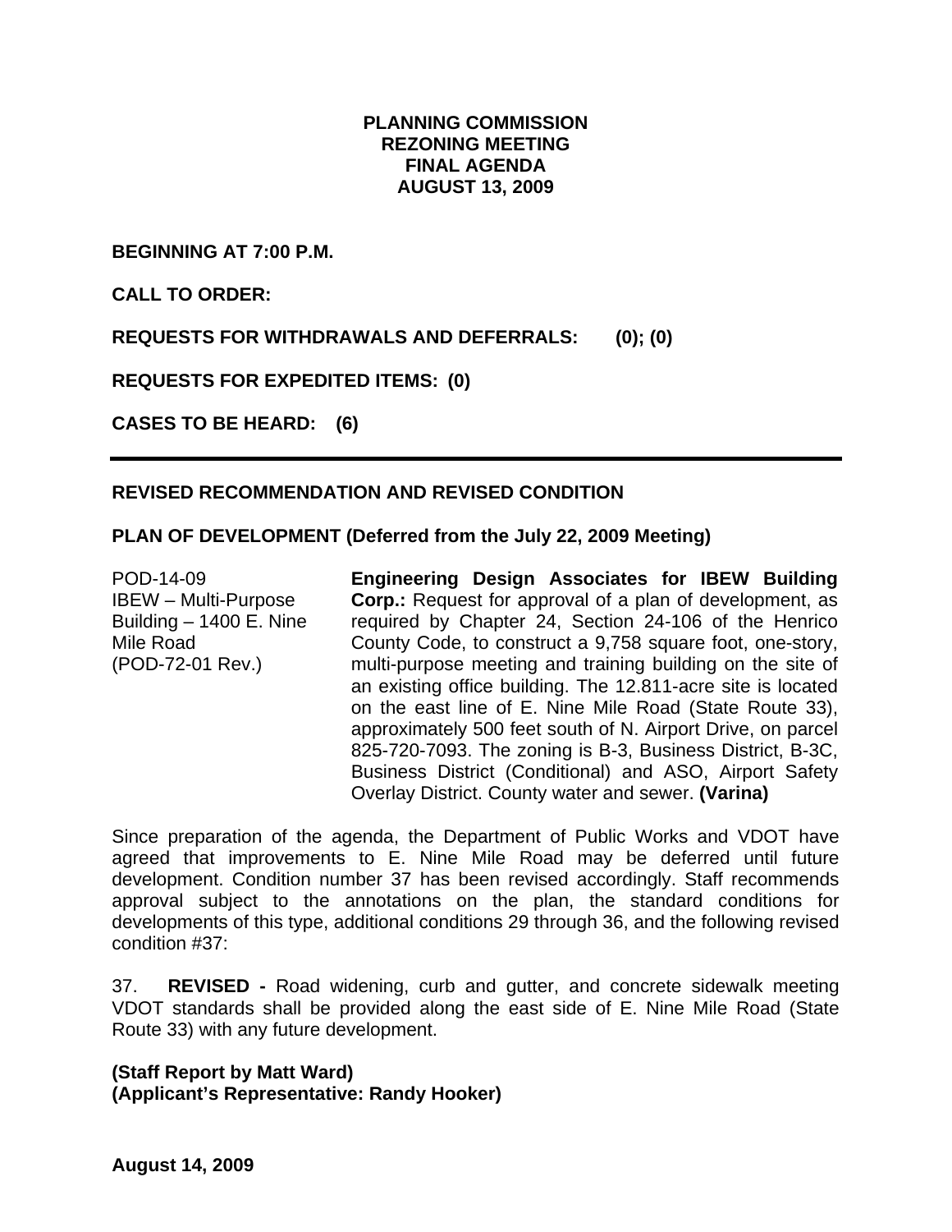# PLANNING COMMISSION
# REZONING MEETING
# FINAL AGENDA
# AUGUST 13, 2009

**BEGINNING AT 7:00 P.M.**

**CALL TO ORDER:**

**REQUESTS FOR WITHDRAWALS AND DEFERRALS: (0); (0)**

**REQUESTS FOR EXPEDITED ITEMS: (0)**

**CASES TO BE HEARD: (6)**

---

## REVISED RECOMMENDATION AND REVISED CONDITION

### PLAN OF DEVELOPMENT (Deferred from the July 22, 2009 Meeting)

POD-14-09
IBEW – Multi-Purpose Building – 1400 E. Nine Mile Road
(POD-72-01 Rev.)

**Engineering Design Associates for IBEW Building Corp.:** Request for approval of a plan of development, as required by Chapter 24, Section 24-106 of the Henrico County Code, to construct a 9,758 square foot, one-story, multi-purpose meeting and training building on the site of an existing office building. The 12.811-acre site is located on the east line of E. Nine Mile Road (State Route 33), approximately 500 feet south of N. Airport Drive, on parcel 825-720-7093. The zoning is B-3, Business District, B-3C, Business District (Conditional) and ASO, Airport Safety Overlay District. County water and sewer. **(Varina)**

Since preparation of the agenda, the Department of Public Works and VDOT have agreed that improvements to E. Nine Mile Road may be deferred until future development. Condition number 37 has been revised accordingly. Staff recommends approval subject to the annotations on the plan, the standard conditions for developments of this type, additional conditions 29 through 36, and the following revised condition #37:

37. **REVISED -** Road widening, curb and gutter, and concrete sidewalk meeting VDOT standards shall be provided along the east side of E. Nine Mile Road (State Route 33) with any future development.

**(Staff Report by Matt Ward)**
**(Applicant's Representative: Randy Hooker)**

**August 14, 2009**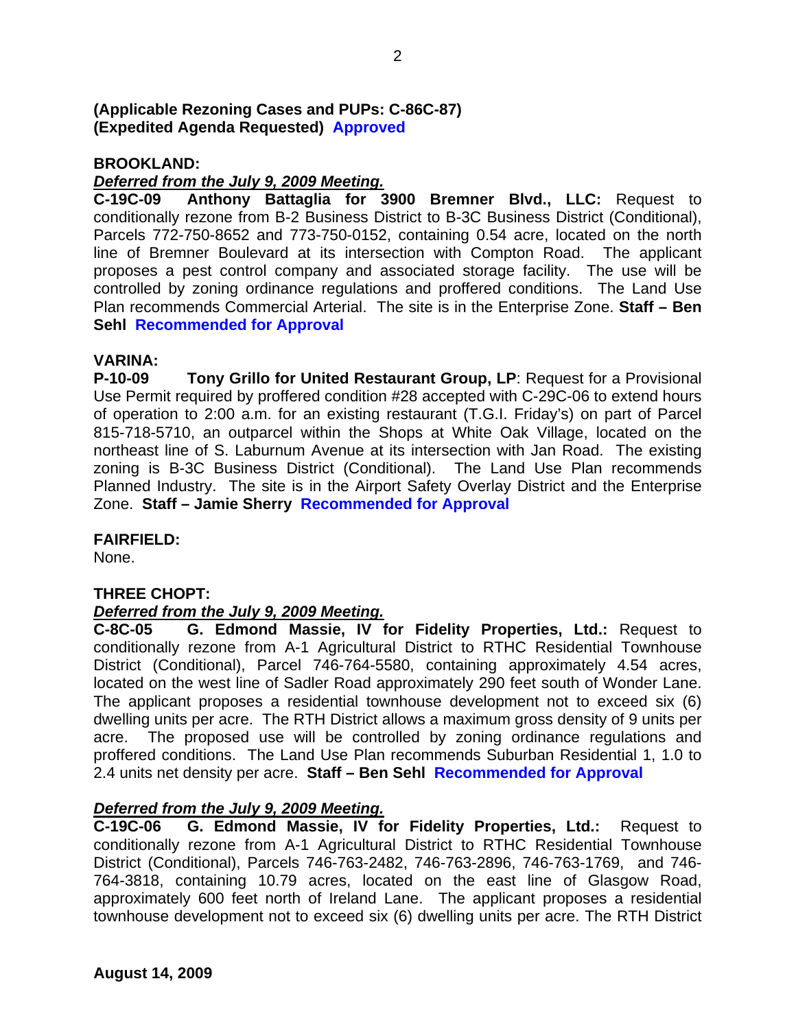**(Applicable Rezoning Cases and PUPs: C-86C-87)**
**(Expedited Agenda Requested) Approved**

**BROOKLAND:**

***Deferred from the July 9, 2009 Meeting.***

**C-19C-09 Anthony Battaglia for 3900 Bremner Blvd., LLC:** Request to conditionally rezone from B-2 Business District to B-3C Business District (Conditional), Parcels 772-750-8652 and 773-750-0152, containing 0.54 acre, located on the north line of Bremner Boulevard at its intersection with Compton Road. The applicant proposes a pest control company and associated storage facility. The use will be controlled by zoning ordinance regulations and proffered conditions. The Land Use Plan recommends Commercial Arterial. The site is in the Enterprise Zone. **Staff – Ben Sehl Recommended for Approval**

**VARINA:**

**P-10-09 Tony Grillo for United Restaurant Group, LP**: Request for a Provisional Use Permit required by proffered condition #28 accepted with C-29C-06 to extend hours of operation to 2:00 a.m. for an existing restaurant (T.G.I. Friday's) on part of Parcel 815-718-5710, an outparcel within the Shops at White Oak Village, located on the northeast line of S. Laburnum Avenue at its intersection with Jan Road. The existing zoning is B-3C Business District (Conditional). The Land Use Plan recommends Planned Industry. The site is in the Airport Safety Overlay District and the Enterprise Zone. **Staff – Jamie Sherry Recommended for Approval**

**FAIRFIELD:**

None.

**THREE CHOPT:**

***Deferred from the July 9, 2009 Meeting.***

**C-8C-05 G. Edmond Massie, IV for Fidelity Properties, Ltd.:** Request to conditionally rezone from A-1 Agricultural District to RTHC Residential Townhouse District (Conditional), Parcel 746-764-5580, containing approximately 4.54 acres, located on the west line of Sadler Road approximately 290 feet south of Wonder Lane. The applicant proposes a residential townhouse development not to exceed six (6) dwelling units per acre. The RTH District allows a maximum gross density of 9 units per acre. The proposed use will be controlled by zoning ordinance regulations and proffered conditions. The Land Use Plan recommends Suburban Residential 1, 1.0 to 2.4 units net density per acre. **Staff – Ben Sehl Recommended for Approval**

***Deferred from the July 9, 2009 Meeting.***

**C-19C-06 G. Edmond Massie, IV for Fidelity Properties, Ltd.:** Request to conditionally rezone from A-1 Agricultural District to RTHC Residential Townhouse District (Conditional), Parcels 746-763-2482, 746-763-2896, 746-763-1769, and 746-764-3818, containing 10.79 acres, located on the east line of Glasgow Road, approximately 600 feet north of Ireland Lane. The applicant proposes a residential townhouse development not to exceed six (6) dwelling units per acre. The RTH District

**August 14, 2009**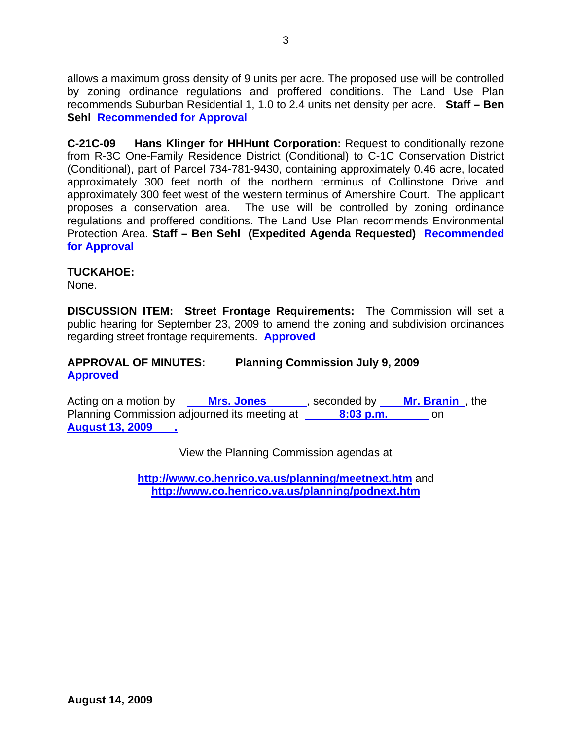allows a maximum gross density of 9 units per acre. The proposed use will be controlled by zoning ordinance regulations and proffered conditions. The Land Use Plan recommends Suburban Residential 1, 1.0 to 2.4 units net density per acre. **Staff – Ben Sehl** **Recommended for Approval**

**C-21C-09 Hans Klinger for HHHunt Corporation:** Request to conditionally rezone from R-3C One-Family Residence District (Conditional) to C-1C Conservation District (Conditional), part of Parcel 734-781-9430, containing approximately 0.46 acre, located approximately 300 feet north of the northern terminus of Collinstone Drive and approximately 300 feet west of the western terminus of Amershire Court. The applicant proposes a conservation area. The use will be controlled by zoning ordinance regulations and proffered conditions. The Land Use Plan recommends Environmental Protection Area. **Staff – Ben Sehl (Expedited Agenda Requested)** **Recommended for Approval**

**TUCKAHOE:**
None.

**DISCUSSION ITEM: Street Frontage Requirements:** The Commission will set a public hearing for September 23, 2009 to amend the zoning and subdivision ordinances regarding street frontage requirements. **Approved**

**APPROVAL OF MINUTES: Planning Commission July 9, 2009**
**Approved**

Acting on a motion by **Mrs. Jones**, seconded by **Mr. Branin**, the Planning Commission adjourned its meeting at **8:03 p.m.** on **August 13, 2009.**

View the Planning Commission agendas at

**http://www.co.henrico.va.us/planning/meetnext.htm** and **http://www.co.henrico.va.us/planning/podnext.htm**

**August 14, 2009**